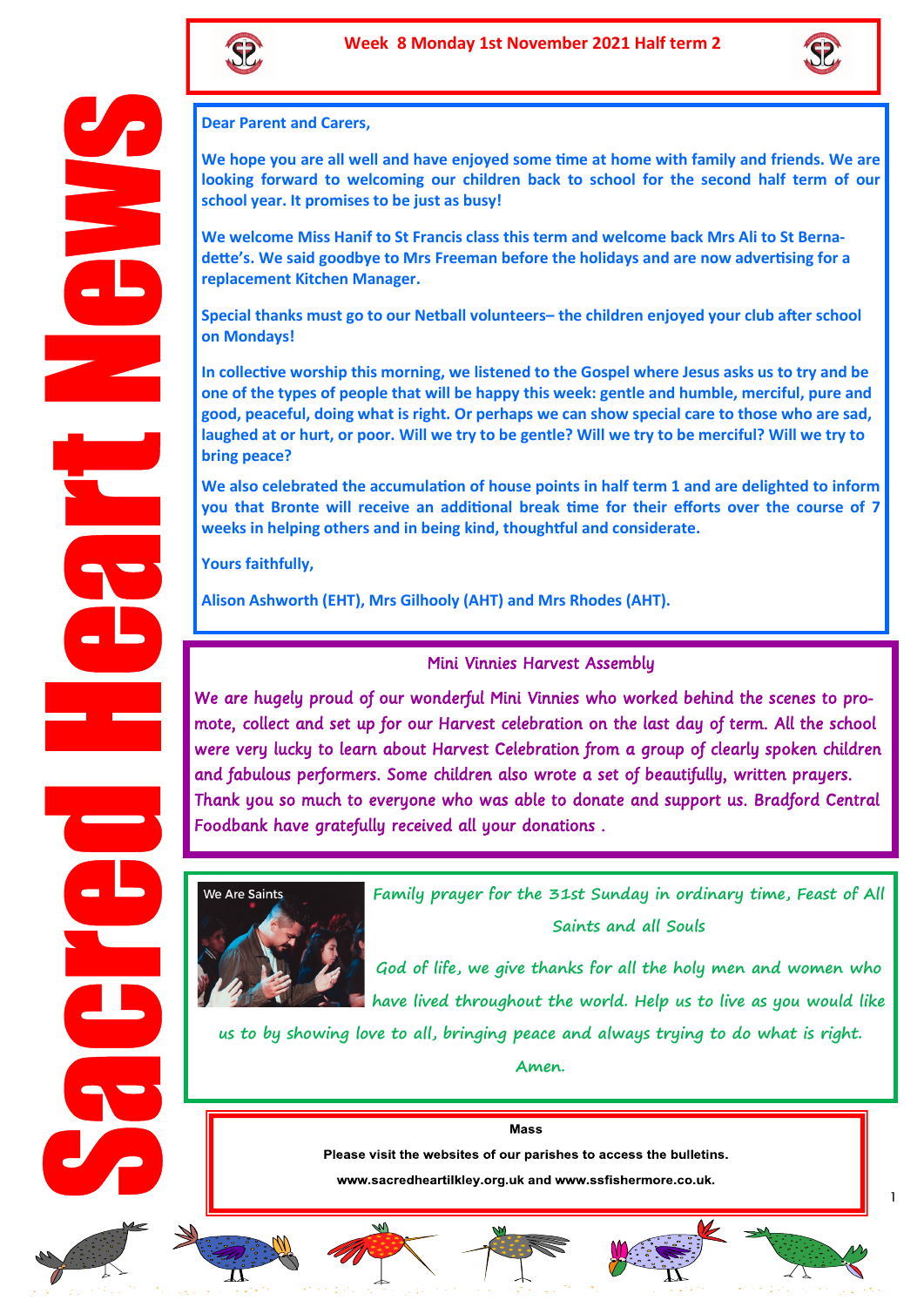# Sacred Heart News

**Week 8 Monday 1st November 2021 Half term 2**

**Dear Parent and Carers,**

**We hope you are all well and have enjoyed some time at home with family and friends. We are looking forward to welcoming our children back to school for the second half term of our school year. It promises to be just as busy!**

**We welcome Miss Hanif to St Francis class this term and welcome back Mrs Ali to St Bernadette's. We said goodbye to Mrs Freeman before the holidays and are now advertising for a replacement Kitchen Manager.**

**Special thanks must go to our Netball volunteers– the children enjoyed your club after school on Mondays!**

**In collective worship this morning, we listened to the Gospel where Jesus asks us to try and be one of the types of people that will be happy this week: gentle and humble, merciful, pure and good, peaceful, doing what is right. Or perhaps we can show special care to those who are sad, laughed at or hurt, or poor. Will we try to be gentle? Will we try to be merciful? Will we try to bring peace?**

**We also celebrated the accumulation of house points in half term 1 and are delighted to inform you that Bronte will receive an additional break time for their efforts over the course of 7 weeks in helping others and in being kind, thoughtful and considerate.**

**Yours faithfully,**

**Alison Ashworth (EHT), Mrs Gilhooly (AHT) and Mrs Rhodes (AHT).**

## Mini Vinnies Harvest Assembly

We are hugely proud of our wonderful Mini Vinnies who worked behind the scenes to promote, collect and set up for our Harvest celebration on the last day of term. All the school were very lucky to learn about Harvest Celebration from a group of clearly spoken children and fabulous performers. Some children also wrote a set of beautifully, written prayers. Thank you so much to everyone who was able to donate and support us. Bradford Central Foodbank have gratefully received all your donations .

We Are Saints

*Family prayer for the 31st Sunday in ordinary time, Feast of All Saints and all Souls*

*God of life, we give thanks for all the holy men and women who have lived throughout the world. Help us to live as you would like us to by showing love to all, bringing peace and always trying to do what is right.*

*Amen.*

**Mass**

**Please visit the websites of our parishes to access the bulletins.**

**www.sacredheartilkley.org.uk and www.ssfishermore.co.uk.**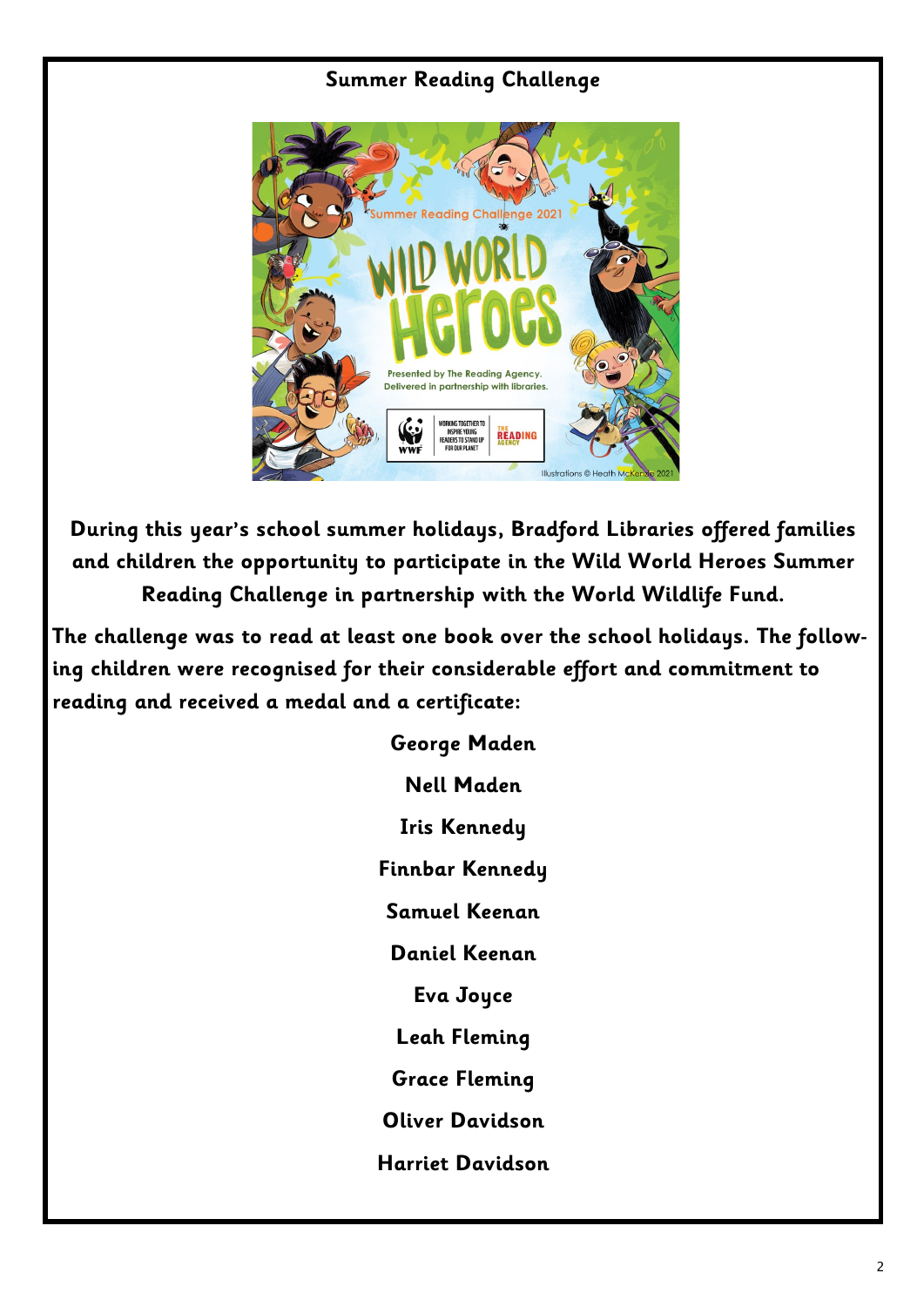## Summer Reading Challenge

**During this year's school summer holidays, Bradford Libraries offered families and children the opportunity to participate in the Wild World Heroes Summer Reading Challenge in partnership with the World Wildlife Fund.**

**The challenge was to read at least one book over the school holidays. The following children were recognised for their considerable effort and commitment to reading and received a medal and a certificate:**

**George Maden**

**Nell Maden**

**Iris Kennedy**

**Finnbar Kennedy**

**Samuel Keenan**

**Daniel Keenan**

**Eva Joyce**

**Leah Fleming**

**Grace Fleming**

**Oliver Davidson**

**Harriet Davidson**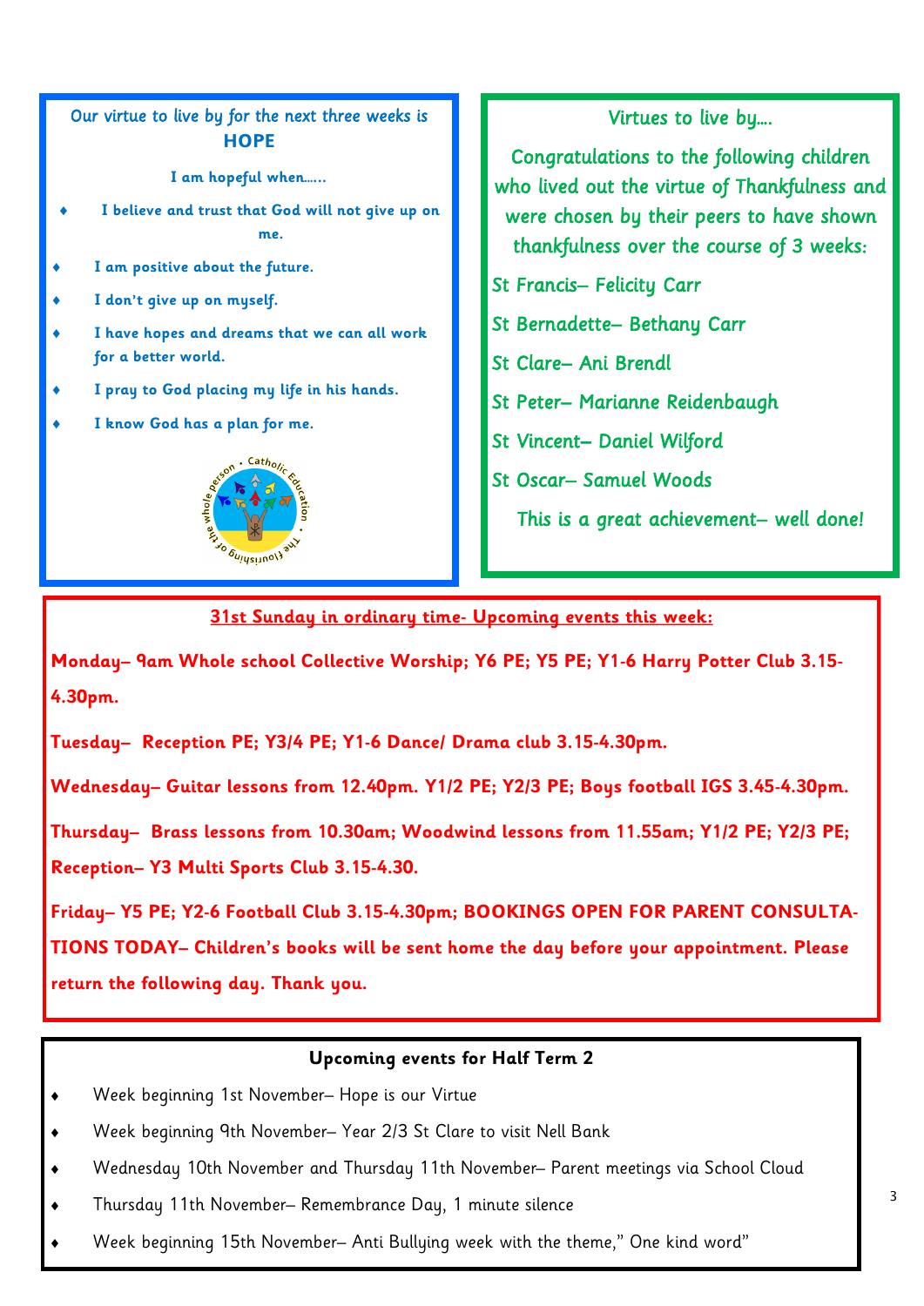Our virtue to live by for the next three weeks is **HOPE**

**I am hopeful when……**

- **I believe and trust that God will not give up on me.**
- **I am positive about the future.**
- **I don't give up on myself.**
- **I have hopes and dreams that we can all work for a better world.**
- **I pray to God placing my life in his hands.**
- **I know God has a plan for me.**

Virtues to live by….

Congratulations to the following children who lived out the virtue of Thankfulness and were chosen by their peers to have shown thankfulness over the course of 3 weeks:

St Francis– Felicity Carr

St Bernadette– Bethany Carr

St Clare– Ani Brendl

St Peter– Marianne Reidenbaugh

St Vincent– Daniel Wilford

St Oscar– Samuel Woods

This is a great achievement– well done!

## 31st Sunday in ordinary time- Upcoming events this week:

**Monday– 9am Whole school Collective Worship; Y6 PE; Y5 PE; Y1-6 Harry Potter Club 3.15-4.30pm.**

**Tuesday– Reception PE; Y3/4 PE; Y1-6 Dance/ Drama club 3.15-4.30pm.**

**Wednesday– Guitar lessons from 12.40pm. Y1/2 PE; Y2/3 PE; Boys football IGS 3.45-4.30pm.**

**Thursday– Brass lessons from 10.30am; Woodwind lessons from 11.55am; Y1/2 PE; Y2/3 PE; Reception– Y3 Multi Sports Club 3.15-4.30.**

**Friday– Y5 PE; Y2-6 Football Club 3.15-4.30pm; BOOKINGS OPEN FOR PARENT CONSULTATIONS TODAY– Children's books will be sent home the day before your appointment. Please return the following day. Thank you.**

## Upcoming events for Half Term 2

- Week beginning 1st November– Hope is our Virtue
- Week beginning 9th November– Year 2/3 St Clare to visit Nell Bank
- Wednesday 10th November and Thursday 11th November– Parent meetings via School Cloud
- Thursday 11th November– Remembrance Day, 1 minute silence
- Week beginning 15th November– Anti Bullying week with the theme," One kind word"